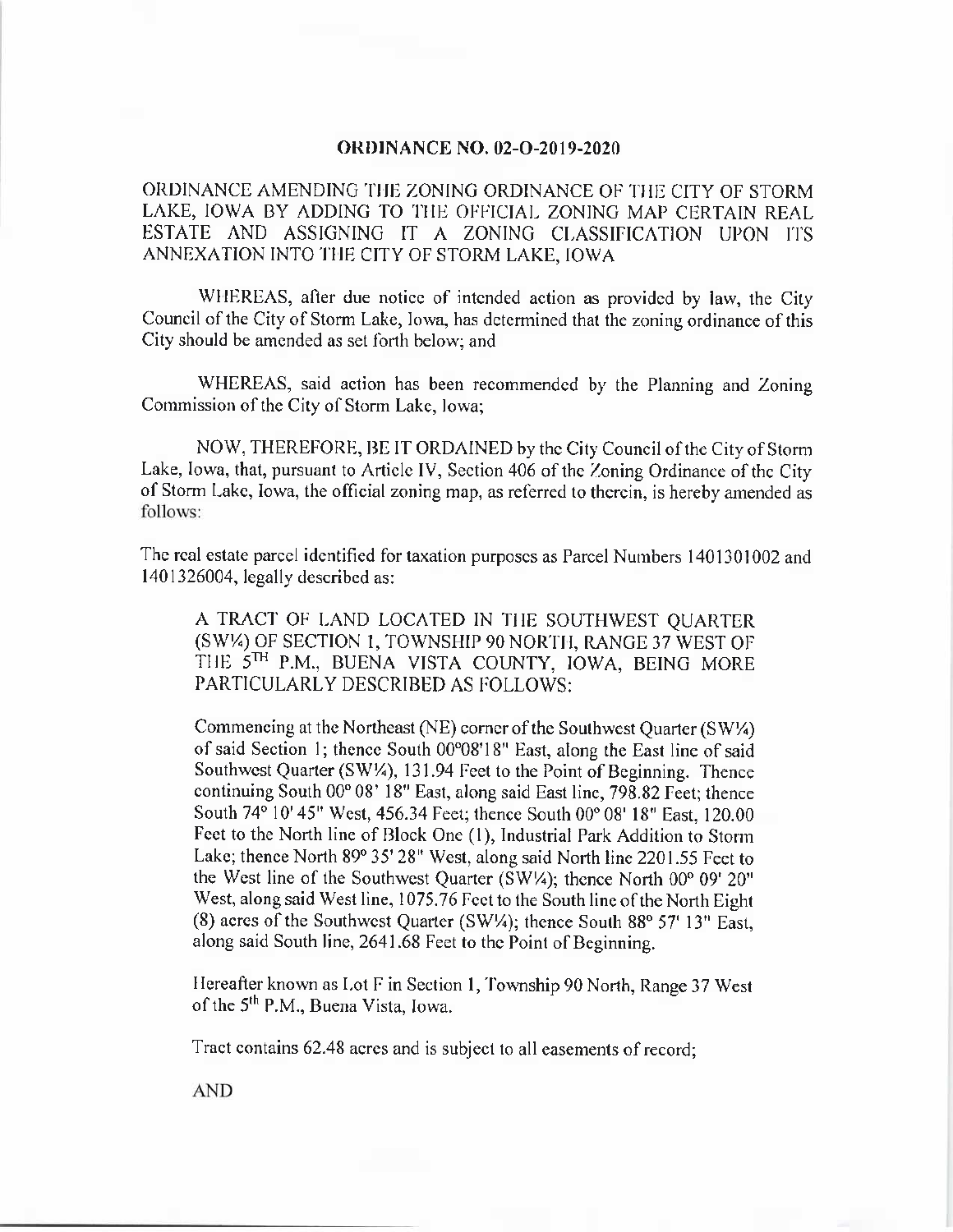# ORDINANCE NO. 02-O-2019-2020

ORDINANCE AMENDING THE ZONING ORDINANCE OF THE CITY OF STORM LAKE, IOWA BY ADDING TO THE OFFICIAL ZONING MAP CERTAIN REAL ESTATE AND ASSIGNING IT A ZONING CLASSIFICATION UPON ITS ANNEXATION INTO THE CITY OF STORM LAKE, IOWA

WHEREAS, after due notice of intended action as provided by law, the City Council of the City of Storm Lake, Iowa, has determined that the zoning ordinance of this City should be amended as set forth below; and

WHEREAS, said action has been recommended by the Planning and Zoning Commission of the City of Storm Lake, Iowa;

NOW, THEREFORE, BE IT ORDAINED by the City Council of the City of Storm Lake, Iowa, that, pursuant to Article IV, Section 406 of the Zoning Ordinance of the City of Storm Lake, Iowa, the official zoning map, as referred to therein, is hereby amended as follows:

The real estate parcel identified for taxation purposes as Parcel Numbers 1401301002 and 1401326004, legally described as:

> A TRACT OF LAND LOCATED IN THE SOUTHWEST QUARTER (SW¼) OF SECTION 1, TOWNSHIP 90 NORTH, RANGE 37 WEST OF THE 5TH P.M., BUENA VISTA COUNTY, IOWA, BEING MORE PARTICULARLY DESCRIBED AS FOLLOWS:
>
> Commencing at the Northeast (NE) corner of the Southwest Quarter (SW¼) of said Section 1; thence South 00°08'18" East, along the East line of said Southwest Quarter (SW¼), 131.94 Feet to the Point of Beginning. Thence continuing South 00° 08' 18" East, along said East line, 798.82 Feet; thence South 74° 10' 45" West, 456.34 Feet; thence South 00° 08' 18" East, 120.00 Feet to the North line of Block One (1), Industrial Park Addition to Storm Lake; thence North 89° 35' 28" West, along said North line 2201.55 Feet to the West line of the Southwest Quarter (SW¼); thence North 00° 09' 20" West, along said West line, 1075.76 Feet to the South line of the North Eight (8) acres of the Southwest Quarter (SW¼); thence South 88° 57' 13" East, along said South line, 2641.68 Feet to the Point of Beginning.
>
> Hereafter known as Lot F in Section 1, Township 90 North, Range 37 West of the 5th P.M., Buena Vista, Iowa.
>
> Tract contains 62.48 acres and is subject to all easements of record;
>
> AND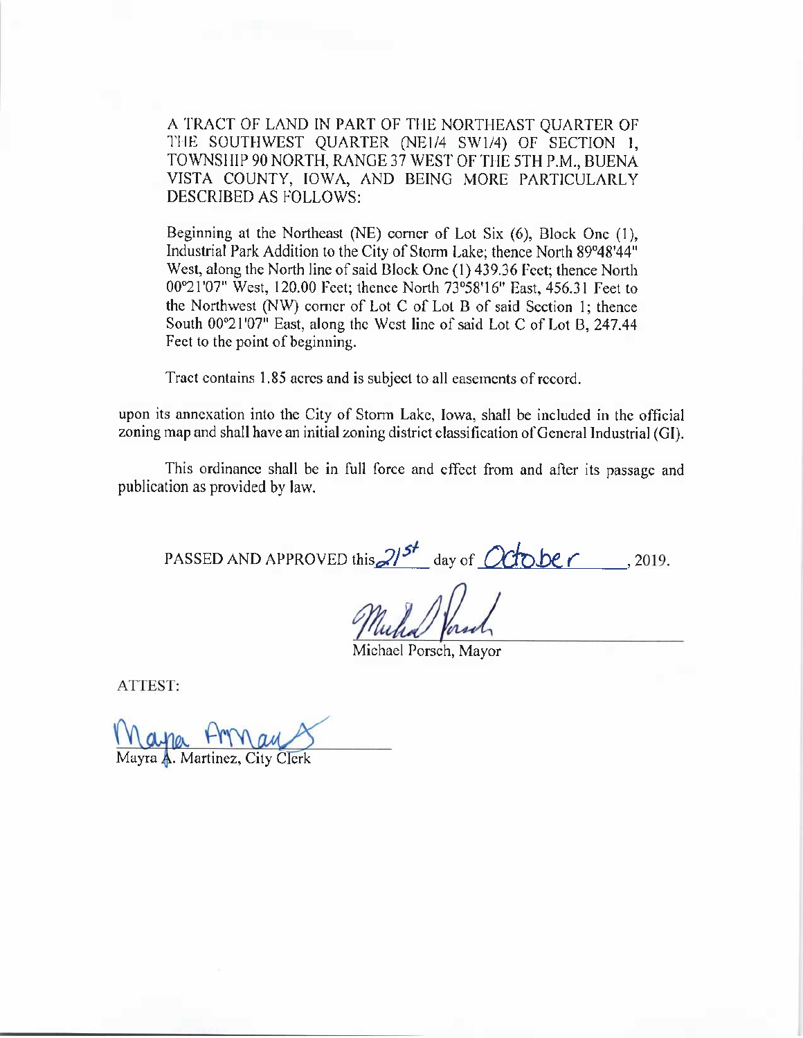A TRACT OF LAND IN PART OF THE NORTHEAST QUARTER OF THE SOUTHWEST QUARTER (NE1/4 SW1/4) OF SECTION 1, TOWNSHIP 90 NORTH, RANGE 37 WEST OF THE 5TH P.M., BUENA VISTA COUNTY, IOWA, AND BEING MORE PARTICULARLY DESCRIBED AS FOLLOWS:

Beginning at the Northeast (NE) corner of Lot Six (6), Block One (1), Industrial Park Addition to the City of Storm Lake; thence North 89°48'44" West, along the North line of said Block One (1) 439.36 Feet; thence North 00°21'07" West, 120.00 Feet; thence North 73°58'16" East, 456.31 Feet to the Northwest (NW) corner of Lot C of Lot B of said Section 1; thence South 00°21'07" East, along the West line of said Lot C of Lot B, 247.44 Feet to the point of beginning.

Tract contains 1.85 acres and is subject to all easements of record.

upon its annexation into the City of Storm Lake, Iowa, shall be included in the official zoning map and shall have an initial zoning district classification of General Industrial (GI).

This ordinance shall be in full force and effect from and after its passage and publication as provided by law.

PASSED AND APPROVED this 21st day of October, 2019.

Michael Porsch, Mayor

ATTEST:

Mayra A. Martinez, City Clerk